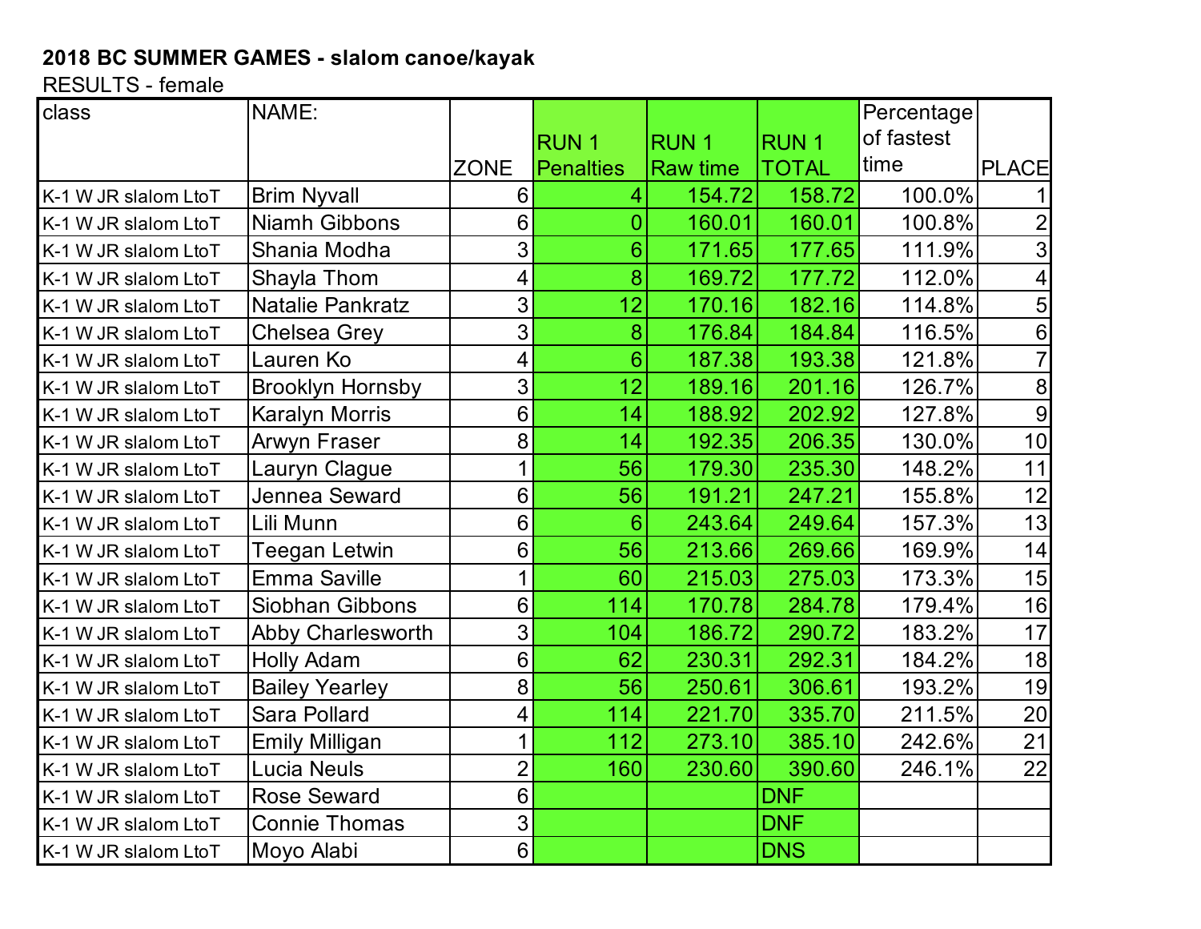**2018 BC SUMMER GAMES - slalom canoe/kayak**

RESULTS - female

| class | NAME: | ZONE | RUN 1 Penalties | RUN 1 Raw time | RUN 1 TOTAL | Percentage of fastest time | PLACE |
|---|---|---|---|---|---|---|---|
| K-1 W JR slalom LtoT | Brim Nyvall | 6 | 4 | 154.72 | 158.72 | 100.0% | 1 |
| K-1 W JR slalom LtoT | Niamh Gibbons | 6 | 0 | 160.01 | 160.01 | 100.8% | 2 |
| K-1 W JR slalom LtoT | Shania Modha | 3 | 6 | 171.65 | 177.65 | 111.9% | 3 |
| K-1 W JR slalom LtoT | Shayla Thom | 4 | 8 | 169.72 | 177.72 | 112.0% | 4 |
| K-1 W JR slalom LtoT | Natalie Pankratz | 3 | 12 | 170.16 | 182.16 | 114.8% | 5 |
| K-1 W JR slalom LtoT | Chelsea Grey | 3 | 8 | 176.84 | 184.84 | 116.5% | 6 |
| K-1 W JR slalom LtoT | Lauren Ko | 4 | 6 | 187.38 | 193.38 | 121.8% | 7 |
| K-1 W JR slalom LtoT | Brooklyn Hornsby | 3 | 12 | 189.16 | 201.16 | 126.7% | 8 |
| K-1 W JR slalom LtoT | Karalyn Morris | 6 | 14 | 188.92 | 202.92 | 127.8% | 9 |
| K-1 W JR slalom LtoT | Arwyn Fraser | 8 | 14 | 192.35 | 206.35 | 130.0% | 10 |
| K-1 W JR slalom LtoT | Lauryn Clague | 1 | 56 | 179.30 | 235.30 | 148.2% | 11 |
| K-1 W JR slalom LtoT | Jennea Seward | 6 | 56 | 191.21 | 247.21 | 155.8% | 12 |
| K-1 W JR slalom LtoT | Lili Munn | 6 | 6 | 243.64 | 249.64 | 157.3% | 13 |
| K-1 W JR slalom LtoT | Teegan Letwin | 6 | 56 | 213.66 | 269.66 | 169.9% | 14 |
| K-1 W JR slalom LtoT | Emma Saville | 1 | 60 | 215.03 | 275.03 | 173.3% | 15 |
| K-1 W JR slalom LtoT | Siobhan Gibbons | 6 | 114 | 170.78 | 284.78 | 179.4% | 16 |
| K-1 W JR slalom LtoT | Abby Charlesworth | 3 | 104 | 186.72 | 290.72 | 183.2% | 17 |
| K-1 W JR slalom LtoT | Holly Adam | 6 | 62 | 230.31 | 292.31 | 184.2% | 18 |
| K-1 W JR slalom LtoT | Bailey Yearley | 8 | 56 | 250.61 | 306.61 | 193.2% | 19 |
| K-1 W JR slalom LtoT | Sara Pollard | 4 | 114 | 221.70 | 335.70 | 211.5% | 20 |
| K-1 W JR slalom LtoT | Emily Milligan | 1 | 112 | 273.10 | 385.10 | 242.6% | 21 |
| K-1 W JR slalom LtoT | Lucia Neuls | 2 | 160 | 230.60 | 390.60 | 246.1% | 22 |
| K-1 W JR slalom LtoT | Rose Seward | 6 | | | DNF | | |
| K-1 W JR slalom LtoT | Connie Thomas | 3 | | | DNF | | |
| K-1 W JR slalom LtoT | Moyo Alabi | 6 | | | DNS | | |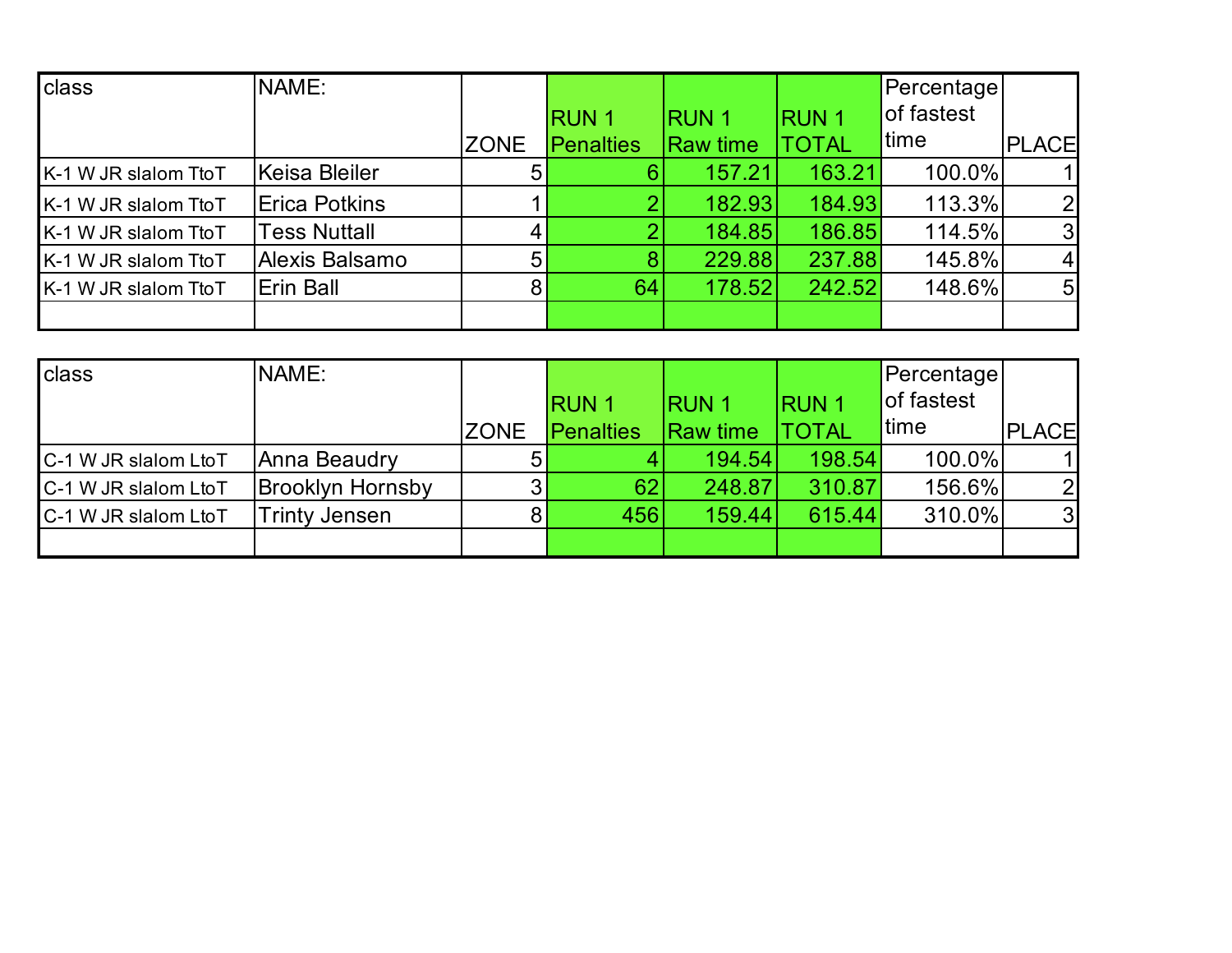| class | NAME: | ZONE | RUN 1 Penalties | RUN 1 Raw time | RUN 1 TOTAL | Percentage of fastest time | PLACE |
|---|---|---|---|---|---|---|---|
| K-1 W JR slalom TtoT | Keisa Bleiler | 5 | 6 | 157.21 | 163.21 | 100.0% | 1 |
| K-1 W JR slalom TtoT | Erica Potkins | 1 | 2 | 182.93 | 184.93 | 113.3% | 2 |
| K-1 W JR slalom TtoT | Tess Nuttall | 4 | 2 | 184.85 | 186.85 | 114.5% | 3 |
| K-1 W JR slalom TtoT | Alexis Balsamo | 5 | 8 | 229.88 | 237.88 | 145.8% | 4 |
| K-1 W JR slalom TtoT | Erin Ball | 8 | 64 | 178.52 | 242.52 | 148.6% | 5 |
| | | | | | | | |

| class | NAME: | ZONE | RUN 1 Penalties | RUN 1 Raw time | RUN 1 TOTAL | Percentage of fastest time | PLACE |
|---|---|---|---|---|---|---|---|
| C-1 W JR slalom LtoT | Anna Beaudry | 5 | 4 | 194.54 | 198.54 | 100.0% | 1 |
| C-1 W JR slalom LtoT | Brooklyn Hornsby | 3 | 62 | 248.87 | 310.87 | 156.6% | 2 |
| C-1 W JR slalom LtoT | Trinty Jensen | 8 | 456 | 159.44 | 615.44 | 310.0% | 3 |
| | | | | | | | |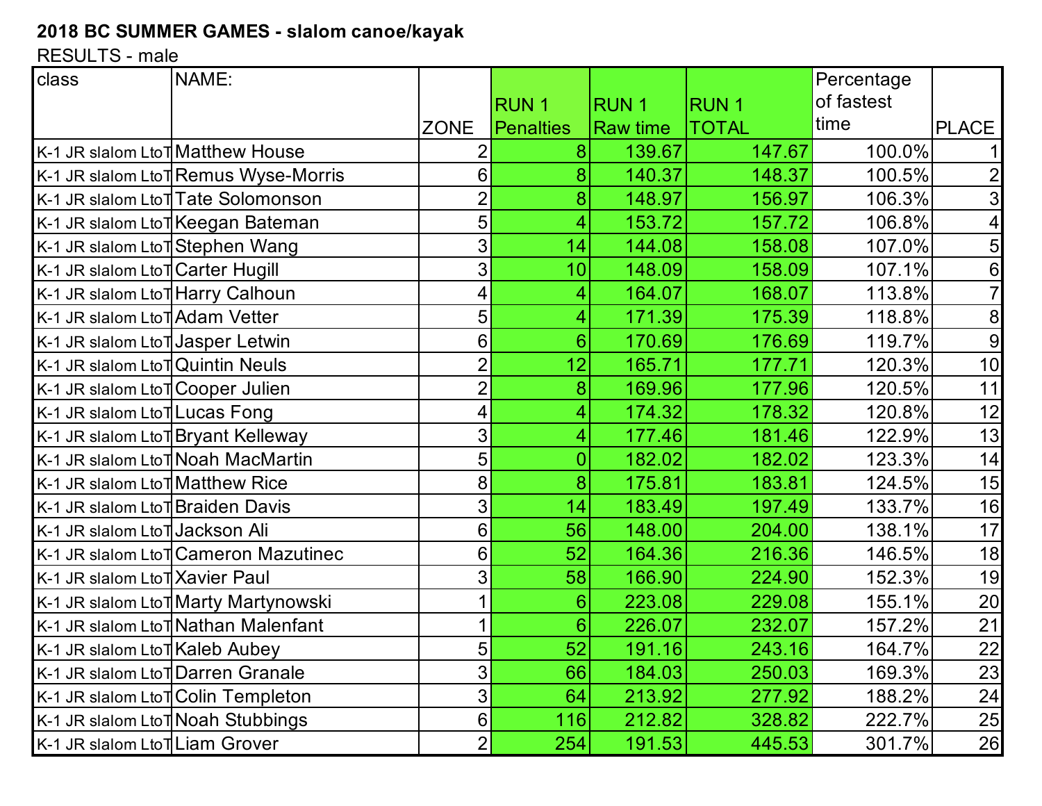**2018 BC SUMMER GAMES - slalom canoe/kayak**

RESULTS - male

| class | NAME: | ZONE | RUN 1 Penalties | RUN 1 Raw time | RUN 1 TOTAL | Percentage of fastest time | PLACE |
|---|---|---|---|---|---|---|---|
| K-1 JR slalom LtoT | Matthew House | 2 | 8 | 139.67 | 147.67 | 100.0% | 1 |
| K-1 JR slalom LtoT | Remus Wyse-Morris | 6 | 8 | 140.37 | 148.37 | 100.5% | 2 |
| K-1 JR slalom LtoT | Tate Solomonson | 2 | 8 | 148.97 | 156.97 | 106.3% | 3 |
| K-1 JR slalom LtoT | Keegan Bateman | 5 | 4 | 153.72 | 157.72 | 106.8% | 4 |
| K-1 JR slalom LtoT | Stephen Wang | 3 | 14 | 144.08 | 158.08 | 107.0% | 5 |
| K-1 JR slalom LtoT | Carter Hugill | 3 | 10 | 148.09 | 158.09 | 107.1% | 6 |
| K-1 JR slalom LtoT | Harry Calhoun | 4 | 4 | 164.07 | 168.07 | 113.8% | 7 |
| K-1 JR slalom LtoT | Adam Vetter | 5 | 4 | 171.39 | 175.39 | 118.8% | 8 |
| K-1 JR slalom LtoT | Jasper Letwin | 6 | 6 | 170.69 | 176.69 | 119.7% | 9 |
| K-1 JR slalom LtoT | Quintin Neuls | 2 | 12 | 165.71 | 177.71 | 120.3% | 10 |
| K-1 JR slalom LtoT | Cooper Julien | 2 | 8 | 169.96 | 177.96 | 120.5% | 11 |
| K-1 JR slalom LtoT | Lucas Fong | 4 | 4 | 174.32 | 178.32 | 120.8% | 12 |
| K-1 JR slalom LtoT | Bryant Kelleway | 3 | 4 | 177.46 | 181.46 | 122.9% | 13 |
| K-1 JR slalom LtoT | Noah MacMartin | 5 | 0 | 182.02 | 182.02 | 123.3% | 14 |
| K-1 JR slalom LtoT | Matthew Rice | 8 | 8 | 175.81 | 183.81 | 124.5% | 15 |
| K-1 JR slalom LtoT | Braiden Davis | 3 | 14 | 183.49 | 197.49 | 133.7% | 16 |
| K-1 JR slalom LtoT | Jackson Ali | 6 | 56 | 148.00 | 204.00 | 138.1% | 17 |
| K-1 JR slalom LtoT | Cameron Mazutinec | 6 | 52 | 164.36 | 216.36 | 146.5% | 18 |
| K-1 JR slalom LtoT | Xavier Paul | 3 | 58 | 166.90 | 224.90 | 152.3% | 19 |
| K-1 JR slalom LtoT | Marty Martynowski | 1 | 6 | 223.08 | 229.08 | 155.1% | 20 |
| K-1 JR slalom LtoT | Nathan Malenfant | 1 | 6 | 226.07 | 232.07 | 157.2% | 21 |
| K-1 JR slalom LtoT | Kaleb Aubey | 5 | 52 | 191.16 | 243.16 | 164.7% | 22 |
| K-1 JR slalom LtoT | Darren Granale | 3 | 66 | 184.03 | 250.03 | 169.3% | 23 |
| K-1 JR slalom LtoT | Colin Templeton | 3 | 64 | 213.92 | 277.92 | 188.2% | 24 |
| K-1 JR slalom LtoT | Noah Stubbings | 6 | 116 | 212.82 | 328.82 | 222.7% | 25 |
| K-1 JR slalom LtoT | Liam Grover | 2 | 254 | 191.53 | 445.53 | 301.7% | 26 |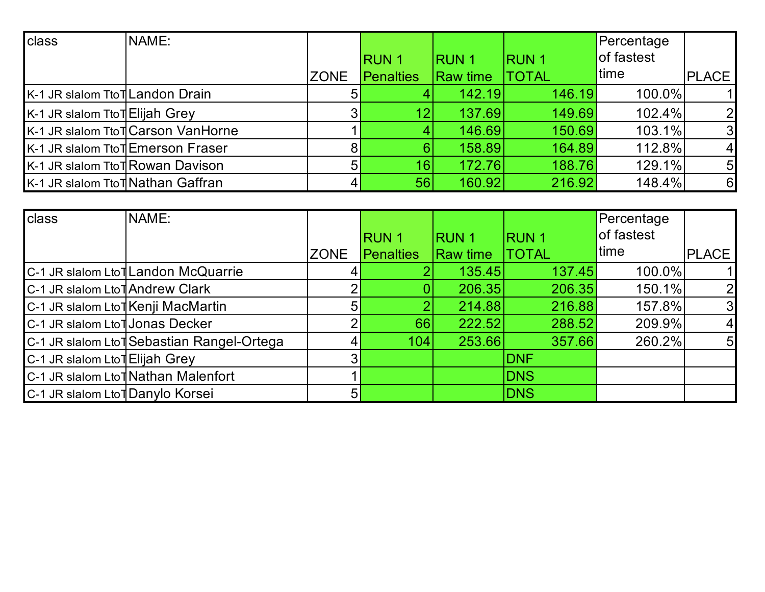| class | NAME: | ZONE | RUN 1 Penalties | RUN 1 Raw time | RUN 1 TOTAL | Percentage of fastest time | PLACE |
|---|---|---|---|---|---|---|---|
| K-1 JR slalom TtoT | Landon Drain | 5 | 4 | 142.19 | 146.19 | 100.0% | 1 |
| K-1 JR slalom TtoT | Elijah Grey | 3 | 12 | 137.69 | 149.69 | 102.4% | 2 |
| K-1 JR slalom TtoT | Carson VanHorne | 1 | 4 | 146.69 | 150.69 | 103.1% | 3 |
| K-1 JR slalom TtoT | Emerson Fraser | 8 | 6 | 158.89 | 164.89 | 112.8% | 4 |
| K-1 JR slalom TtoT | Rowan Davison | 5 | 16 | 172.76 | 188.76 | 129.1% | 5 |
| K-1 JR slalom TtoT | Nathan Gaffran | 4 | 56 | 160.92 | 216.92 | 148.4% | 6 |

| class | NAME: | ZONE | RUN 1 Penalties | RUN 1 Raw time | RUN 1 TOTAL | Percentage of fastest time | PLACE |
|---|---|---|---|---|---|---|---|
| C-1 JR slalom LtoT | Landon McQuarrie | 4 | 2 | 135.45 | 137.45 | 100.0% | 1 |
| C-1 JR slalom LtoT | Andrew Clark | 2 | 0 | 206.35 | 206.35 | 150.1% | 2 |
| C-1 JR slalom LtoT | Kenji MacMartin | 5 | 2 | 214.88 | 216.88 | 157.8% | 3 |
| C-1 JR slalom LtoT | Jonas Decker | 2 | 66 | 222.52 | 288.52 | 209.9% | 4 |
| C-1 JR slalom LtoT | Sebastian Rangel-Ortega | 4 | 104 | 253.66 | 357.66 | 260.2% | 5 |
| C-1 JR slalom LtoT | Elijah Grey | 3 | | | DNF | | |
| C-1 JR slalom LtoT | Nathan Malenfort | 1 | | | DNS | | |
| C-1 JR slalom LtoT | Danylo Korsei | 5 | | | DNS | | |